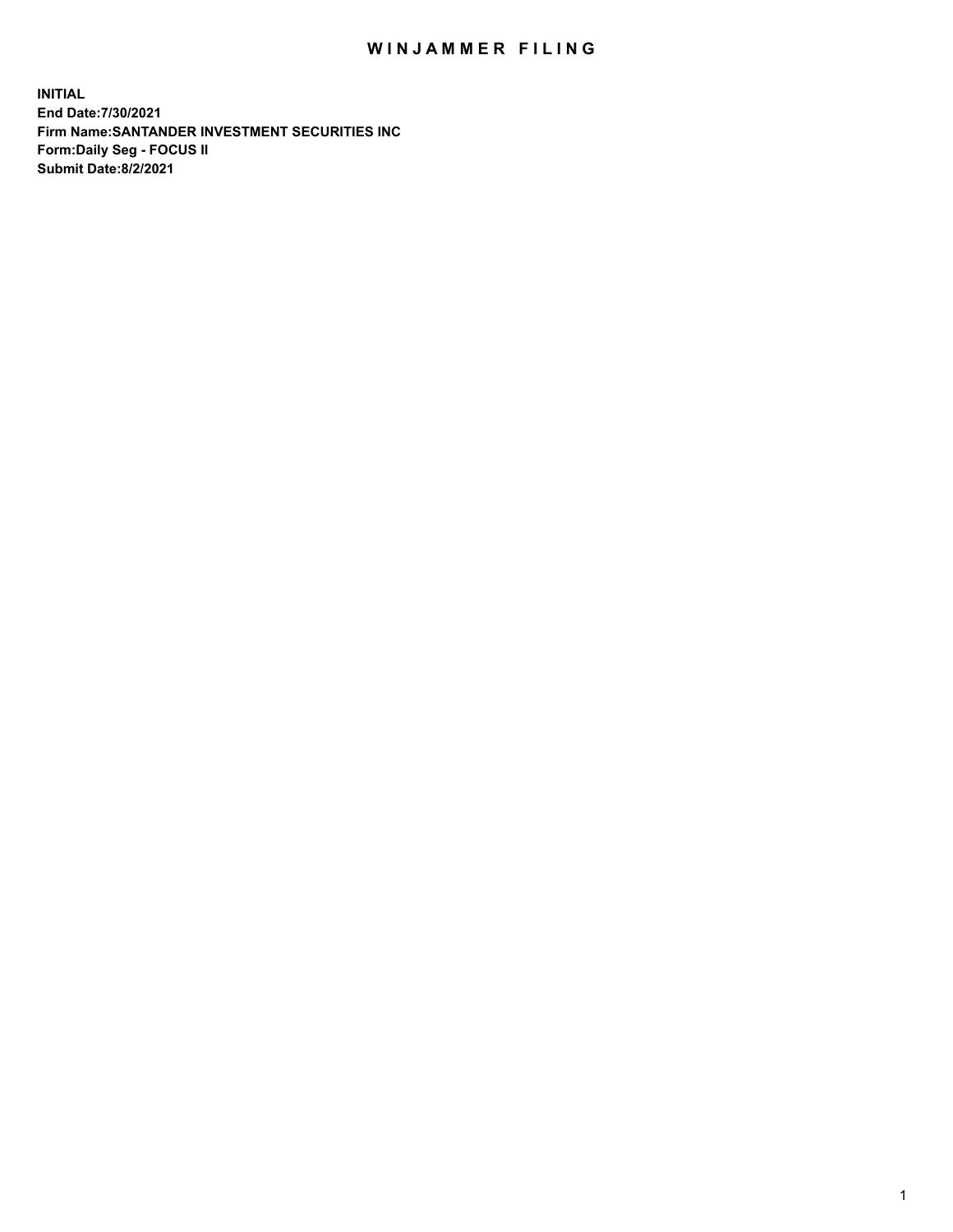# WINJAMMER FILING

**INITIAL**
**End Date:7/30/2021**
**Firm Name:SANTANDER INVESTMENT SECURITIES INC**
**Form:Daily Seg - FOCUS II**
**Submit Date:8/2/2021**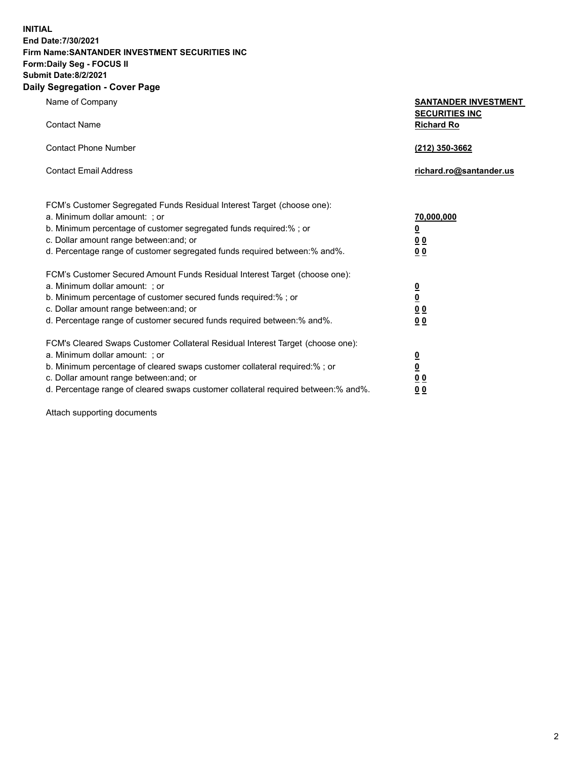**INITIAL**
**End Date:7/30/2021**
**Firm Name:SANTANDER INVESTMENT SECURITIES INC**
**Form:Daily Seg - FOCUS II**
**Submit Date:8/2/2021**

## Daily Segregation - Cover Page

| | |
|---|---|
| Name of Company | **SANTANDER INVESTMENT SECURITIES INC** |
| Contact Name | **Richard Ro** |
| Contact Phone Number | **(212) 350-3662** |
| Contact Email Address | **richard.ro@santander.us** |

FCM's Customer Segregated Funds Residual Interest Target (choose one):

| | |
|---|---|
| a. Minimum dollar amount: ; or | **70,000,000** |
| b. Minimum percentage of customer segregated funds required:% ; or | **0** |
| c. Dollar amount range between:and; or | **0 0** |
| d. Percentage range of customer segregated funds required between:% and%. | **0 0** |

FCM's Customer Secured Amount Funds Residual Interest Target (choose one):

| | |
|---|---|
| a. Minimum dollar amount: ; or | **0** |
| b. Minimum percentage of customer secured funds required:% ; or | **0** |
| c. Dollar amount range between:and; or | **0 0** |
| d. Percentage range of customer secured funds required between:% and%. | **0 0** |

FCM's Cleared Swaps Customer Collateral Residual Interest Target (choose one):

| | |
|---|---|
| a. Minimum dollar amount: ; or | **0** |
| b. Minimum percentage of cleared swaps customer collateral required:% ; or | **0** |
| c. Dollar amount range between:and; or | **0 0** |
| d. Percentage range of cleared swaps customer collateral required between:% and%. | **0 0** |

Attach supporting documents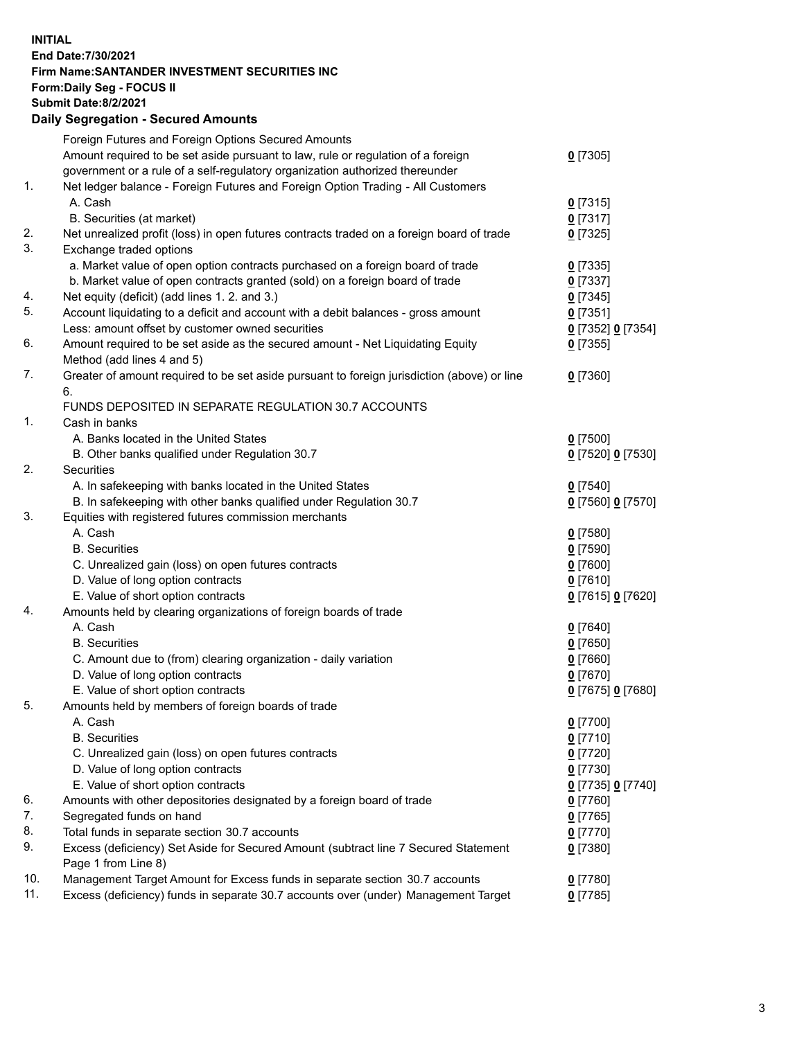**INITIAL**
**End Date:7/30/2021**
**Firm Name:SANTANDER INVESTMENT SECURITIES INC**
**Form:Daily Seg - FOCUS II**
**Submit Date:8/2/2021**

## Daily Segregation - Secured Amounts

| | | |
|---|---|---|
| | Foreign Futures and Foreign Options Secured Amounts | |
| | Amount required to be set aside pursuant to law, rule or regulation of a foreign government or a rule of a self-regulatory organization authorized thereunder | 0 [7305] |
| 1. | Net ledger balance - Foreign Futures and Foreign Option Trading - All Customers | |
| | A. Cash | 0 [7315] |
| | B. Securities (at market) | 0 [7317] |
| 2. | Net unrealized profit (loss) in open futures contracts traded on a foreign board of trade | 0 [7325] |
| 3. | Exchange traded options | |
| | a. Market value of open option contracts purchased on a foreign board of trade | 0 [7335] |
| | b. Market value of open contracts granted (sold) on a foreign board of trade | 0 [7337] |
| 4. | Net equity (deficit) (add lines 1. 2. and 3.) | 0 [7345] |
| 5. | Account liquidating to a deficit and account with a debit balances - gross amount | 0 [7351] |
| | Less: amount offset by customer owned securities | 0 [7352] 0 [7354] |
| 6. | Amount required to be set aside as the secured amount - Net Liquidating Equity Method (add lines 4 and 5) | 0 [7355] |
| 7. | Greater of amount required to be set aside pursuant to foreign jurisdiction (above) or line 6. | 0 [7360] |
| | FUNDS DEPOSITED IN SEPARATE REGULATION 30.7 ACCOUNTS | |
| 1. | Cash in banks | |
| | A. Banks located in the United States | 0 [7500] |
| | B. Other banks qualified under Regulation 30.7 | 0 [7520] 0 [7530] |
| 2. | Securities | |
| | A. In safekeeping with banks located in the United States | 0 [7540] |
| | B. In safekeeping with other banks qualified under Regulation 30.7 | 0 [7560] 0 [7570] |
| 3. | Equities with registered futures commission merchants | |
| | A. Cash | 0 [7580] |
| | B. Securities | 0 [7590] |
| | C. Unrealized gain (loss) on open futures contracts | 0 [7600] |
| | D. Value of long option contracts | 0 [7610] |
| | E. Value of short option contracts | 0 [7615] 0 [7620] |
| 4. | Amounts held by clearing organizations of foreign boards of trade | |
| | A. Cash | 0 [7640] |
| | B. Securities | 0 [7650] |
| | C. Amount due to (from) clearing organization - daily variation | 0 [7660] |
| | D. Value of long option contracts | 0 [7670] |
| | E. Value of short option contracts | 0 [7675] 0 [7680] |
| 5. | Amounts held by members of foreign boards of trade | |
| | A. Cash | 0 [7700] |
| | B. Securities | 0 [7710] |
| | C. Unrealized gain (loss) on open futures contracts | 0 [7720] |
| | D. Value of long option contracts | 0 [7730] |
| | E. Value of short option contracts | 0 [7735] 0 [7740] |
| 6. | Amounts with other depositories designated by a foreign board of trade | 0 [7760] |
| 7. | Segregated funds on hand | 0 [7765] |
| 8. | Total funds in separate section 30.7 accounts | 0 [7770] |
| 9. | Excess (deficiency) Set Aside for Secured Amount (subtract line 7 Secured Statement Page 1 from Line 8) | 0 [7380] |
| 10. | Management Target Amount for Excess funds in separate section 30.7 accounts | 0 [7780] |
| 11. | Excess (deficiency) funds in separate 30.7 accounts over (under) Management Target | 0 [7785] |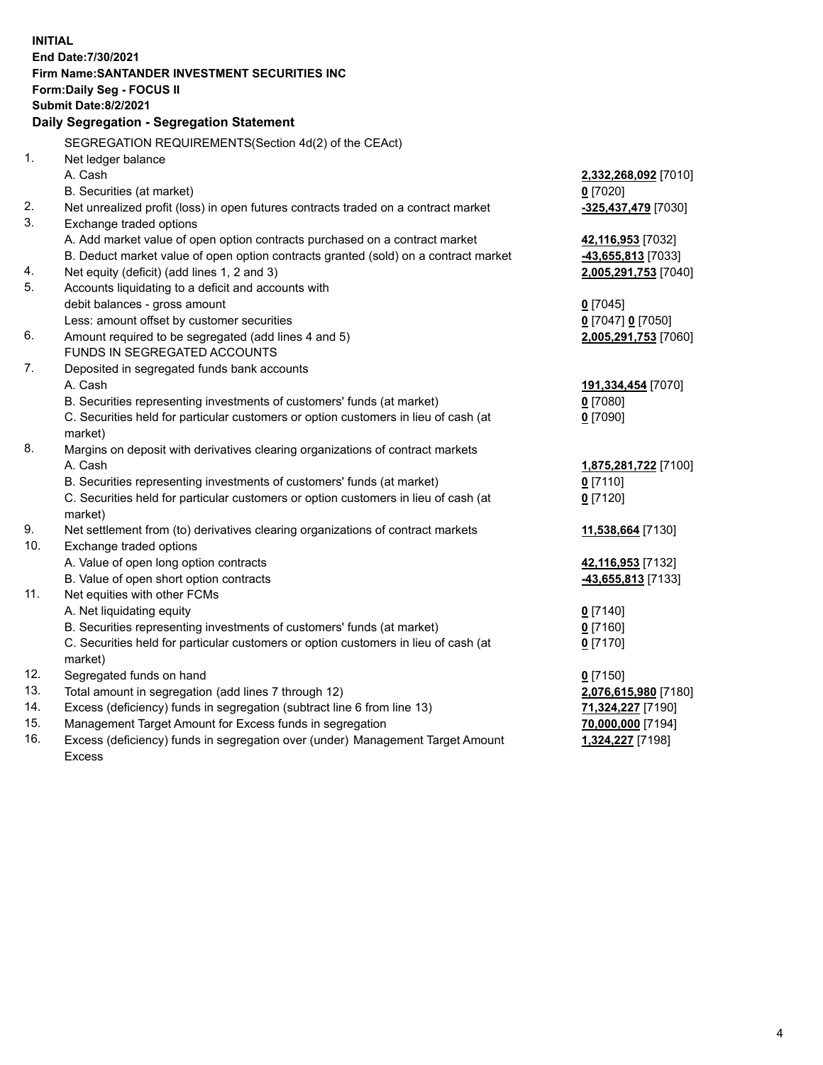**INITIAL**
**End Date:7/30/2021**
**Firm Name:SANTANDER INVESTMENT SECURITIES INC**
**Form:Daily Seg - FOCUS II**
**Submit Date:8/2/2021**

## Daily Segregation - Segregation Statement

SEGREGATION REQUIREMENTS(Section 4d(2) of the CEAct)

| | | |
|---|---|---|
| 1. | Net ledger balance | |
| | A. Cash | **2,332,268,092** [7010] |
| | B. Securities (at market) | **0** [7020] |
| 2. | Net unrealized profit (loss) in open futures contracts traded on a contract market | **-325,437,479** [7030] |
| 3. | Exchange traded options | |
| | A. Add market value of open option contracts purchased on a contract market | **42,116,953** [7032] |
| | B. Deduct market value of open option contracts granted (sold) on a contract market | **-43,655,813** [7033] |
| 4. | Net equity (deficit) (add lines 1, 2 and 3) | **2,005,291,753** [7040] |
| 5. | Accounts liquidating to a deficit and accounts with debit balances - gross amount | **0** [7045] |
| | Less: amount offset by customer securities | **0** [7047] **0** [7050] |
| 6. | Amount required to be segregated (add lines 4 and 5) | **2,005,291,753** [7060] |
| | FUNDS IN SEGREGATED ACCOUNTS | |
| 7. | Deposited in segregated funds bank accounts | |
| | A. Cash | **191,334,454** [7070] |
| | B. Securities representing investments of customers' funds (at market) | **0** [7080] |
| | C. Securities held for particular customers or option customers in lieu of cash (at market) | **0** [7090] |
| 8. | Margins on deposit with derivatives clearing organizations of contract markets | |
| | A. Cash | **1,875,281,722** [7100] |
| | B. Securities representing investments of customers' funds (at market) | **0** [7110] |
| | C. Securities held for particular customers or option customers in lieu of cash (at market) | **0** [7120] |
| 9. | Net settlement from (to) derivatives clearing organizations of contract markets | **11,538,664** [7130] |
| 10. | Exchange traded options | |
| | A. Value of open long option contracts | **42,116,953** [7132] |
| | B. Value of open short option contracts | **-43,655,813** [7133] |
| 11. | Net equities with other FCMs | |
| | A. Net liquidating equity | **0** [7140] |
| | B. Securities representing investments of customers' funds (at market) | **0** [7160] |
| | C. Securities held for particular customers or option customers in lieu of cash (at market) | **0** [7170] |
| 12. | Segregated funds on hand | **0** [7150] |
| 13. | Total amount in segregation (add lines 7 through 12) | **2,076,615,980** [7180] |
| 14. | Excess (deficiency) funds in segregation (subtract line 6 from line 13) | **71,324,227** [7190] |
| 15. | Management Target Amount for Excess funds in segregation | **70,000,000** [7194] |
| 16. | Excess (deficiency) funds in segregation over (under) Management Target Amount Excess | **1,324,227** [7198] |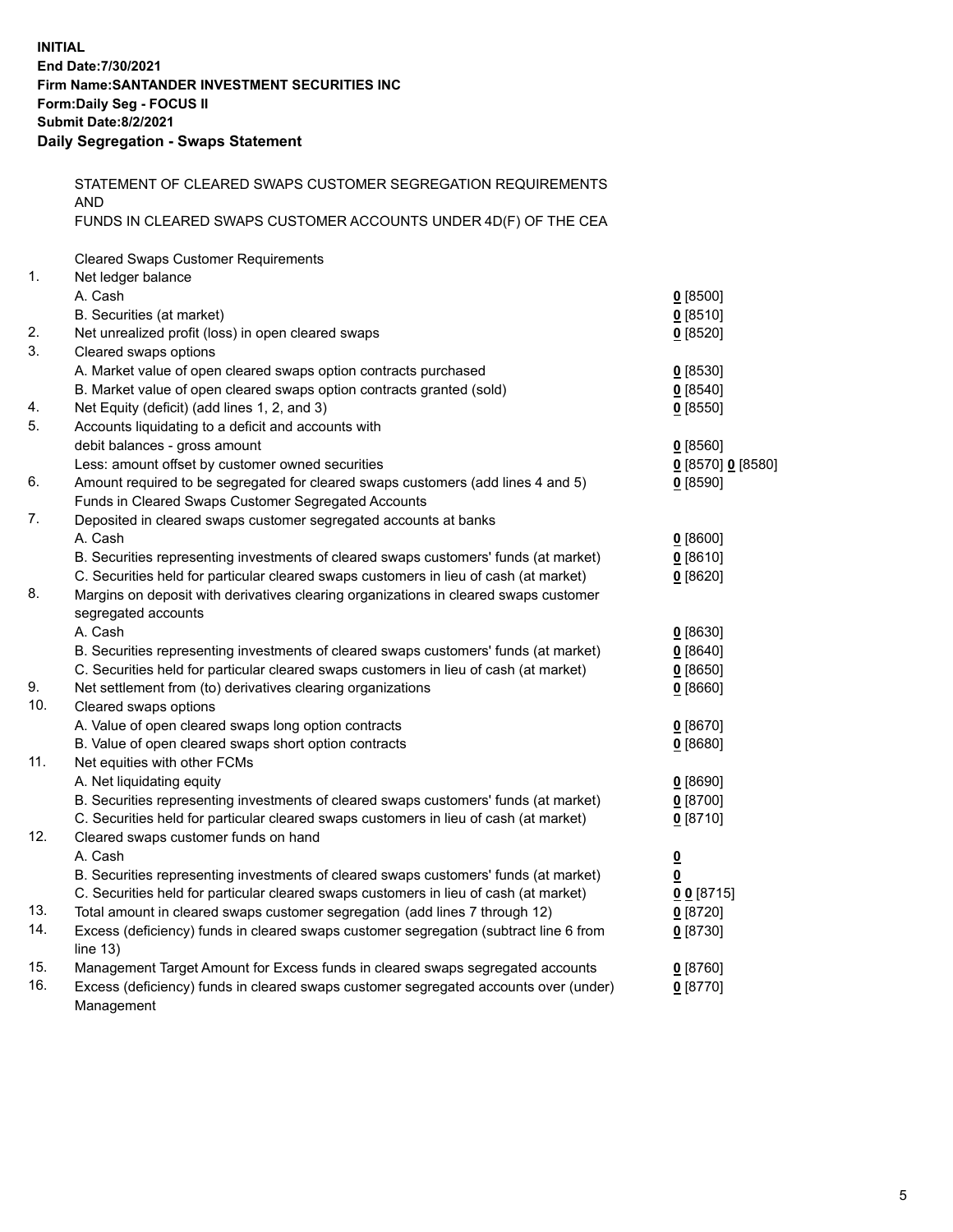**INITIAL**
**End Date:7/30/2021**
**Firm Name:SANTANDER INVESTMENT SECURITIES INC**
**Form:Daily Seg - FOCUS II**
**Submit Date:8/2/2021**
**Daily Segregation - Swaps Statement**

STATEMENT OF CLEARED SWAPS CUSTOMER SEGREGATION REQUIREMENTS AND
FUNDS IN CLEARED SWAPS CUSTOMER ACCOUNTS UNDER 4D(F) OF THE CEA

| | | |
|---|---|---|
| | Cleared Swaps Customer Requirements | |
| 1. | Net ledger balance | |
| | A. Cash | 0 [8500] |
| | B. Securities (at market) | 0 [8510] |
| 2. | Net unrealized profit (loss) in open cleared swaps | 0 [8520] |
| 3. | Cleared swaps options | |
| | A. Market value of open cleared swaps option contracts purchased | 0 [8530] |
| | B. Market value of open cleared swaps option contracts granted (sold) | 0 [8540] |
| 4. | Net Equity (deficit) (add lines 1, 2, and 3) | 0 [8550] |
| 5. | Accounts liquidating to a deficit and accounts with | |
| | debit balances - gross amount | 0 [8560] |
| | Less: amount offset by customer owned securities | 0 [8570] 0 [8580] |
| 6. | Amount required to be segregated for cleared swaps customers (add lines 4 and 5) | 0 [8590] |
| | Funds in Cleared Swaps Customer Segregated Accounts | |
| 7. | Deposited in cleared swaps customer segregated accounts at banks | |
| | A. Cash | 0 [8600] |
| | B. Securities representing investments of cleared swaps customers' funds (at market) | 0 [8610] |
| | C. Securities held for particular cleared swaps customers in lieu of cash (at market) | 0 [8620] |
| 8. | Margins on deposit with derivatives clearing organizations in cleared swaps customer segregated accounts | |
| | A. Cash | 0 [8630] |
| | B. Securities representing investments of cleared swaps customers' funds (at market) | 0 [8640] |
| | C. Securities held for particular cleared swaps customers in lieu of cash (at market) | 0 [8650] |
| 9. | Net settlement from (to) derivatives clearing organizations | 0 [8660] |
| 10. | Cleared swaps options | |
| | A. Value of open cleared swaps long option contracts | 0 [8670] |
| | B. Value of open cleared swaps short option contracts | 0 [8680] |
| 11. | Net equities with other FCMs | |
| | A. Net liquidating equity | 0 [8690] |
| | B. Securities representing investments of cleared swaps customers' funds (at market) | 0 [8700] |
| | C. Securities held for particular cleared swaps customers in lieu of cash (at market) | 0 [8710] |
| 12. | Cleared swaps customer funds on hand | |
| | A. Cash | 0 |
| | B. Securities representing investments of cleared swaps customers' funds (at market) | 0 |
| | C. Securities held for particular cleared swaps customers in lieu of cash (at market) | 0 0 [8715] |
| 13. | Total amount in cleared swaps customer segregation (add lines 7 through 12) | 0 [8720] |
| 14. | Excess (deficiency) funds in cleared swaps customer segregation (subtract line 6 from line 13) | 0 [8730] |
| 15. | Management Target Amount for Excess funds in cleared swaps segregated accounts | 0 [8760] |
| 16. | Excess (deficiency) funds in cleared swaps customer segregated accounts over (under) Management | 0 [8770] |